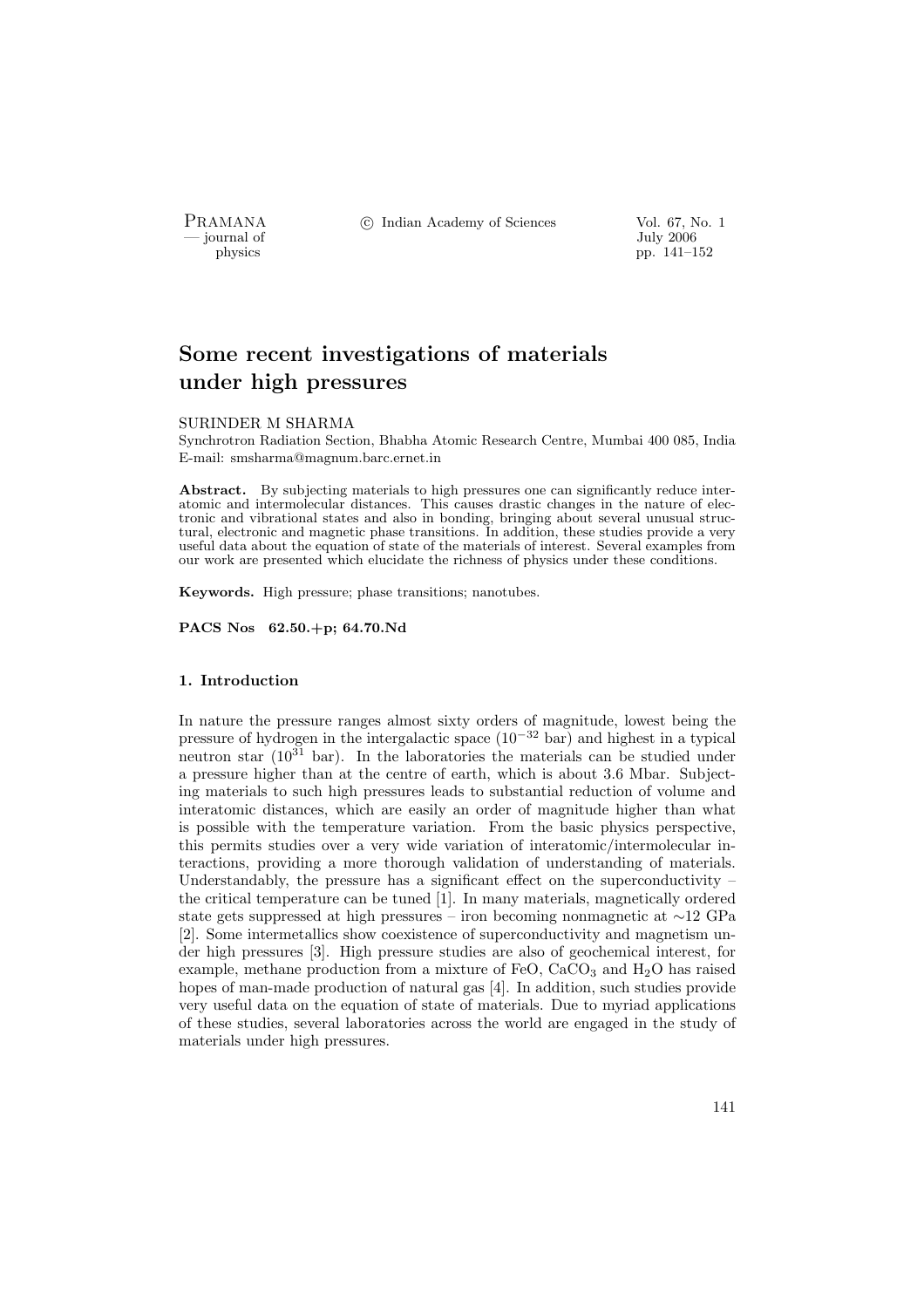# Some recent investigations of materials under high pressures

SURINDER M SHARMA

Synchrotron Radiation Section, Bhabha Atomic Research Centre, Mumbai 400 085, India
E-mail: smsharma@magnum.barc.ernet.in

**Abstract.** By subjecting materials to high pressures one can significantly reduce interatomic and intermolecular distances. This causes drastic changes in the nature of electronic and vibrational states and also in bonding, bringing about several unusual structural, electronic and magnetic phase transitions. In addition, these studies provide a very useful data about the equation of state of the materials of interest. Several examples from our work are presented which elucidate the richness of physics under these conditions.

**Keywords.** High pressure; phase transitions; nanotubes.

**PACS Nos 62.50.+p; 64.70.Nd**

## 1. Introduction

In nature the pressure ranges almost sixty orders of magnitude, lowest being the pressure of hydrogen in the intergalactic space ($10^{-32}$ bar) and highest in a typical neutron star ($10^{31}$ bar). In the laboratories the materials can be studied under a pressure higher than at the centre of earth, which is about 3.6 Mbar. Subjecting materials to such high pressures leads to substantial reduction of volume and interatomic distances, which are easily an order of magnitude higher than what is possible with the temperature variation. From the basic physics perspective, this permits studies over a very wide variation of interatomic/intermolecular interactions, providing a more thorough validation of understanding of materials. Understandably, the pressure has a significant effect on the superconductivity – the critical temperature can be tuned [1]. In many materials, magnetically ordered state gets suppressed at high pressures – iron becoming nonmagnetic at ∼12 GPa [2]. Some intermetallics show coexistence of superconductivity and magnetism under high pressures [3]. High pressure studies are also of geochemical interest, for example, methane production from a mixture of FeO, $CaCO_3$ and $H_2O$ has raised hopes of man-made production of natural gas [4]. In addition, such studies provide very useful data on the equation of state of materials. Due to myriad applications of these studies, several laboratories across the world are engaged in the study of materials under high pressures.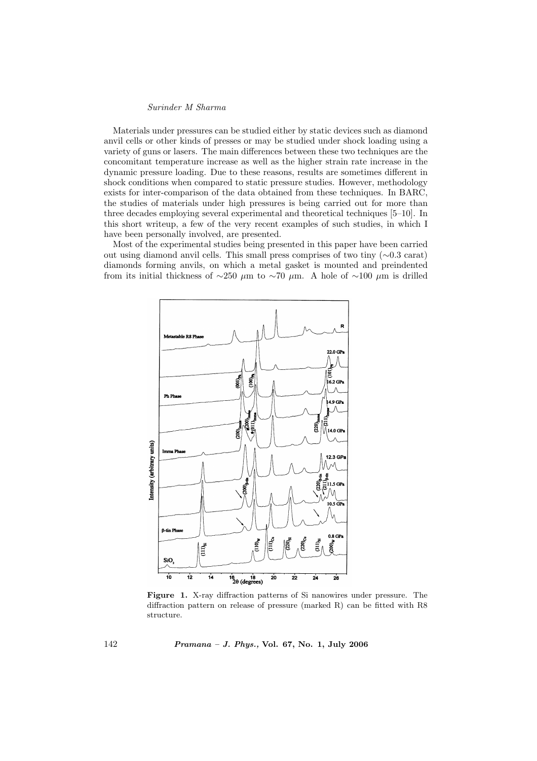Materials under pressures can be studied either by static devices such as diamond anvil cells or other kinds of presses or may be studied under shock loading using a variety of guns or lasers. The main differences between these two techniques are the concomitant temperature increase as well as the higher strain rate increase in the dynamic pressure loading. Due to these reasons, results are sometimes different in shock conditions when compared to static pressure studies. However, methodology exists for inter-comparison of the data obtained from these techniques. In BARC, the studies of materials under high pressures is being carried out for more than three decades employing several experimental and theoretical techniques [5–10]. In this short writeup, a few of the very recent examples of such studies, in which I have been personally involved, are presented.

Most of the experimental studies being presented in this paper have been carried out using diamond anvil cells. This small press comprises of two tiny (∼0.3 carat) diamonds forming anvils, on which a metal gasket is mounted and preindented from its initial thickness of ∼250 $\mu$m to ∼70 $\mu$m. A hole of ∼100 $\mu$m is drilled

**Figure 1.** X-ray diffraction patterns of Si nanowires under pressure. The diffraction pattern on release of pressure (marked R) can be fitted with R8 structure.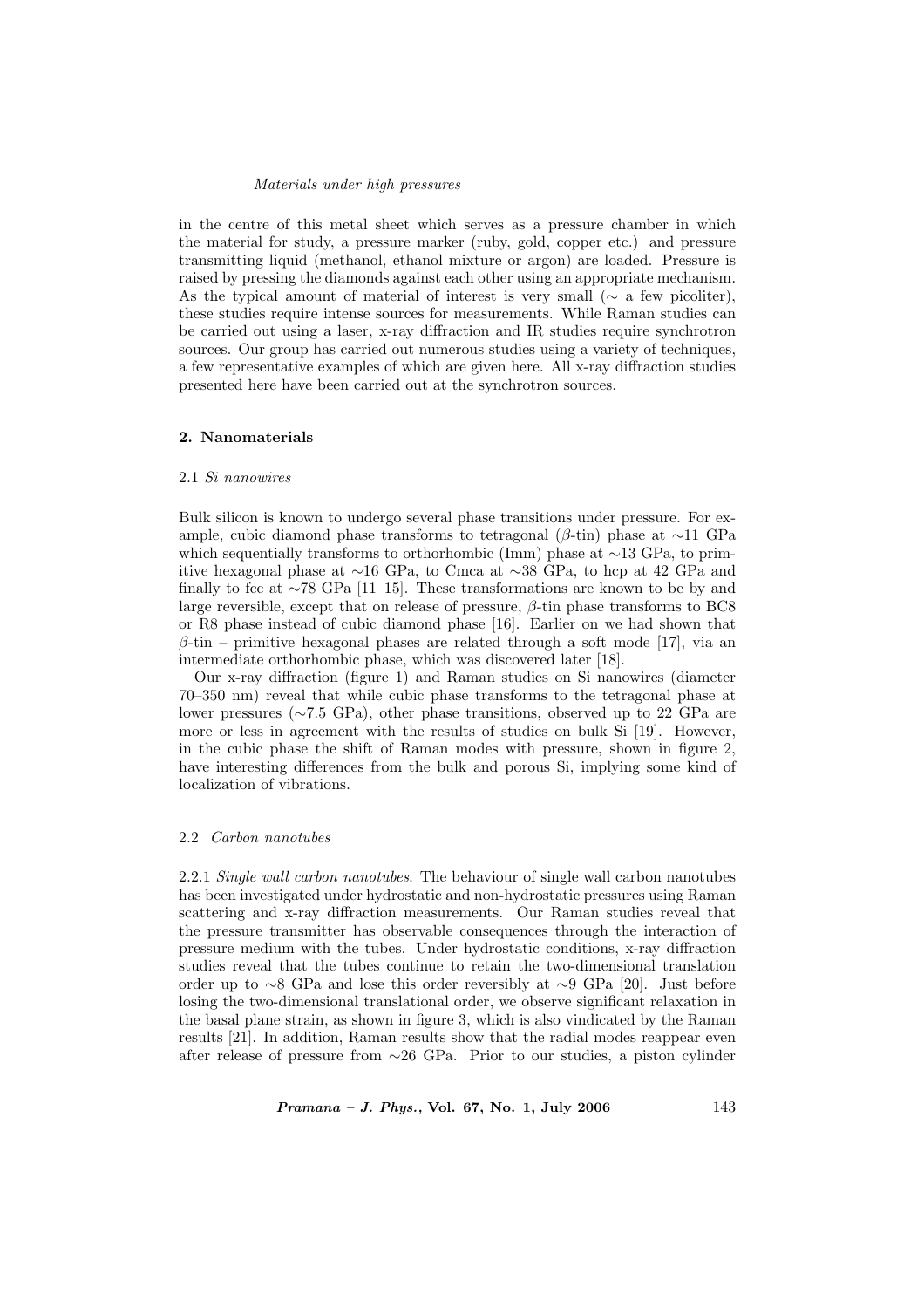in the centre of this metal sheet which serves as a pressure chamber in which the material for study, a pressure marker (ruby, gold, copper etc.) and pressure transmitting liquid (methanol, ethanol mixture or argon) are loaded. Pressure is raised by pressing the diamonds against each other using an appropriate mechanism. As the typical amount of material of interest is very small ($\sim$ a few picoliter), these studies require intense sources for measurements. While Raman studies can be carried out using a laser, x-ray diffraction and IR studies require synchrotron sources. Our group has carried out numerous studies using a variety of techniques, a few representative examples of which are given here. All x-ray diffraction studies presented here have been carried out at the synchrotron sources.

## 2. Nanomaterials

### 2.1 *Si nanowires*

Bulk silicon is known to undergo several phase transitions under pressure. For example, cubic diamond phase transforms to tetragonal ($\beta$-tin) phase at $\sim$11 GPa which sequentially transforms to orthorhombic (Imm) phase at $\sim$13 GPa, to primitive hexagonal phase at $\sim$16 GPa, to Cmca at $\sim$38 GPa, to hcp at 42 GPa and finally to fcc at $\sim$78 GPa [11–15]. These transformations are known to be by and large reversible, except that on release of pressure, $\beta$-tin phase transforms to BC8 or R8 phase instead of cubic diamond phase [16]. Earlier on we had shown that $\beta$-tin – primitive hexagonal phases are related through a soft mode [17], via an intermediate orthorhombic phase, which was discovered later [18].

Our x-ray diffraction (figure 1) and Raman studies on Si nanowires (diameter 70–350 nm) reveal that while cubic phase transforms to the tetragonal phase at lower pressures ($\sim$7.5 GPa), other phase transitions, observed up to 22 GPa are more or less in agreement with the results of studies on bulk Si [19]. However, in the cubic phase the shift of Raman modes with pressure, shown in figure 2, have interesting differences from the bulk and porous Si, implying some kind of localization of vibrations.

### 2.2 *Carbon nanotubes*

2.2.1 *Single wall carbon nanotubes*. The behaviour of single wall carbon nanotubes has been investigated under hydrostatic and non-hydrostatic pressures using Raman scattering and x-ray diffraction measurements. Our Raman studies reveal that the pressure transmitter has observable consequences through the interaction of pressure medium with the tubes. Under hydrostatic conditions, x-ray diffraction studies reveal that the tubes continue to retain the two-dimensional translation order up to $\sim$8 GPa and lose this order reversibly at $\sim$9 GPa [20]. Just before losing the two-dimensional translational order, we observe significant relaxation in the basal plane strain, as shown in figure 3, which is also vindicated by the Raman results [21]. In addition, Raman results show that the radial modes reappear even after release of pressure from $\sim$26 GPa. Prior to our studies, a piston cylinder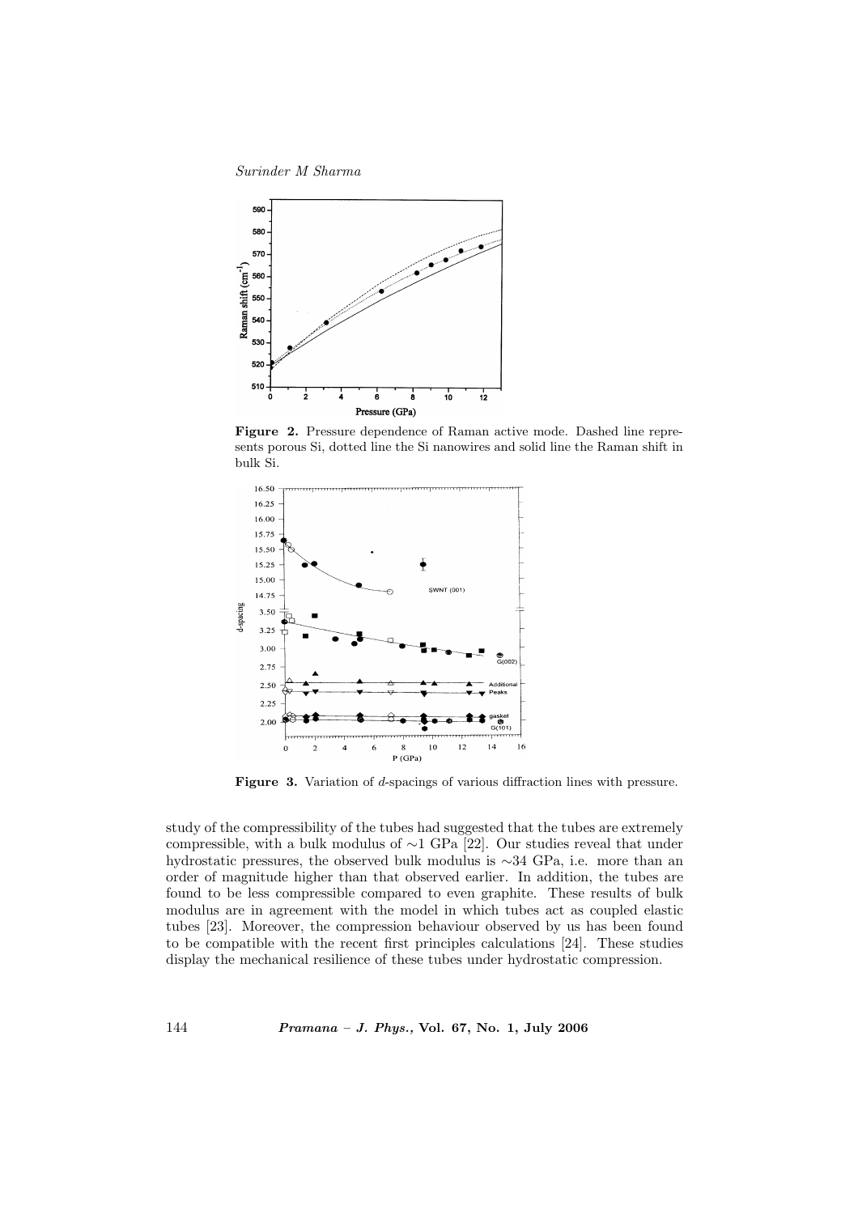**Figure 2.** Pressure dependence of Raman active mode. Dashed line represents porous Si, dotted line the Si nanowires and solid line the Raman shift in bulk Si.

**Figure 3.** Variation of $d$-spacings of various diffraction lines with pressure.

study of the compressibility of the tubes had suggested that the tubes are extremely compressible, with a bulk modulus of ∼1 GPa [22]. Our studies reveal that under hydrostatic pressures, the observed bulk modulus is ∼34 GPa, i.e. more than an order of magnitude higher than that observed earlier. In addition, the tubes are found to be less compressible compared to even graphite. These results of bulk modulus are in agreement with the model in which tubes act as coupled elastic tubes [23]. Moreover, the compression behaviour observed by us has been found to be compatible with the recent first principles calculations [24]. These studies display the mechanical resilience of these tubes under hydrostatic compression.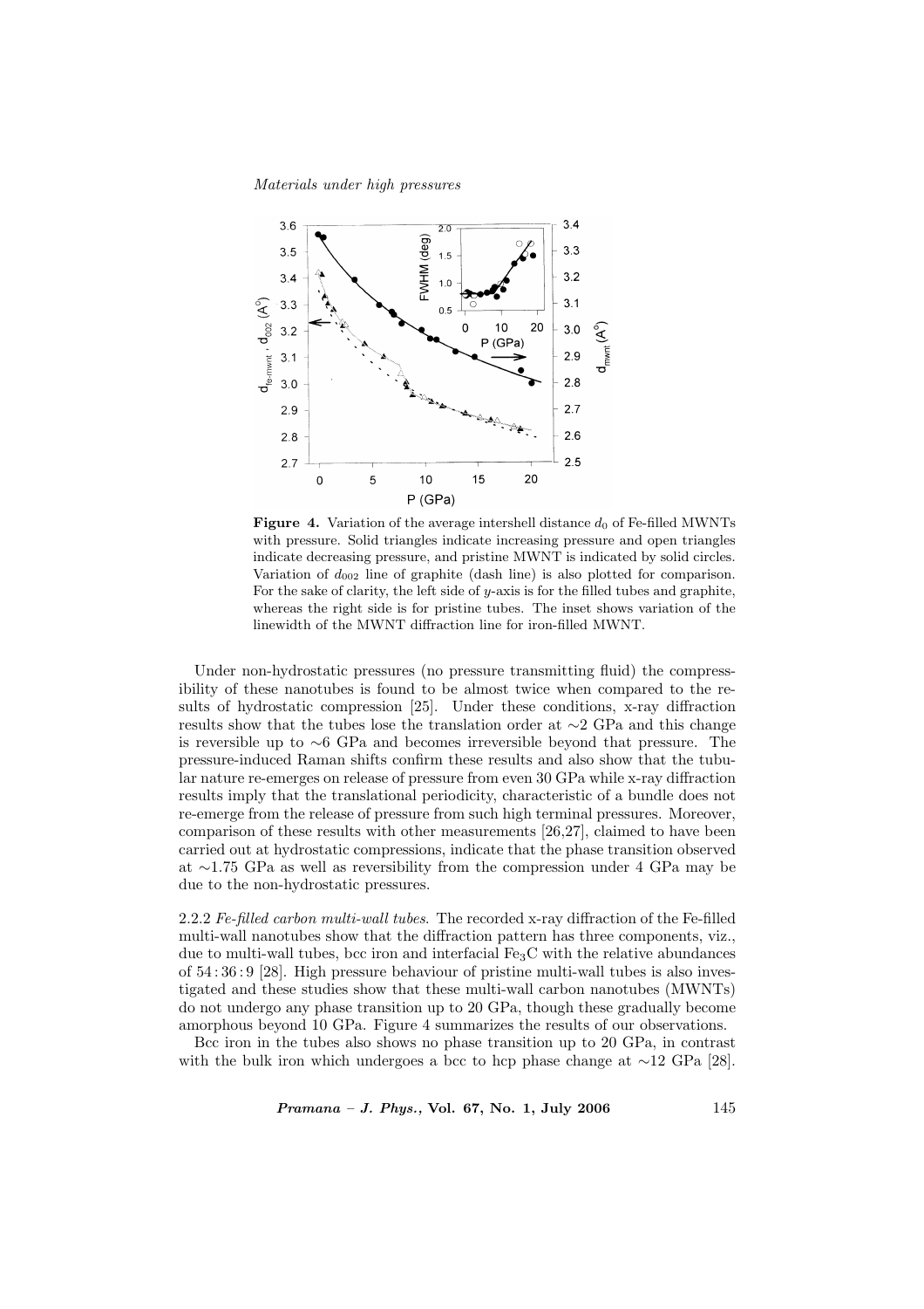**Figure 4.** Variation of the average intershell distance $d_0$ of Fe-filled MWNTs with pressure. Solid triangles indicate increasing pressure and open triangles indicate decreasing pressure, and pristine MWNT is indicated by solid circles. Variation of $d_{002}$ line of graphite (dash line) is also plotted for comparison. For the sake of clarity, the left side of $y$-axis is for the filled tubes and graphite, whereas the right side is for pristine tubes. The inset shows variation of the linewidth of the MWNT diffraction line for iron-filled MWNT.

Under non-hydrostatic pressures (no pressure transmitting fluid) the compressibility of these nanotubes is found to be almost twice when compared to the results of hydrostatic compression [25]. Under these conditions, x-ray diffraction results show that the tubes lose the translation order at ∼2 GPa and this change is reversible up to ∼6 GPa and becomes irreversible beyond that pressure. The pressure-induced Raman shifts confirm these results and also show that the tubular nature re-emerges on release of pressure from even 30 GPa while x-ray diffraction results imply that the translational periodicity, characteristic of a bundle does not re-emerge from the release of pressure from such high terminal pressures. Moreover, comparison of these results with other measurements [26,27], claimed to have been carried out at hydrostatic compressions, indicate that the phase transition observed at ∼1.75 GPa as well as reversibility from the compression under 4 GPa may be due to the non-hydrostatic pressures.

2.2.2 *Fe-filled carbon multi-wall tubes.* The recorded x-ray diffraction of the Fe-filled multi-wall nanotubes show that the diffraction pattern has three components, viz., due to multi-wall tubes, bcc iron and interfacial $Fe_3C$ with the relative abundances of 54 : 36 : 9 [28]. High pressure behaviour of pristine multi-wall tubes is also investigated and these studies show that these multi-wall carbon nanotubes (MWNTs) do not undergo any phase transition up to 20 GPa, though these gradually become amorphous beyond 10 GPa. Figure 4 summarizes the results of our observations.

Bcc iron in the tubes also shows no phase transition up to 20 GPa, in contrast with the bulk iron which undergoes a bcc to hcp phase change at ∼12 GPa [28].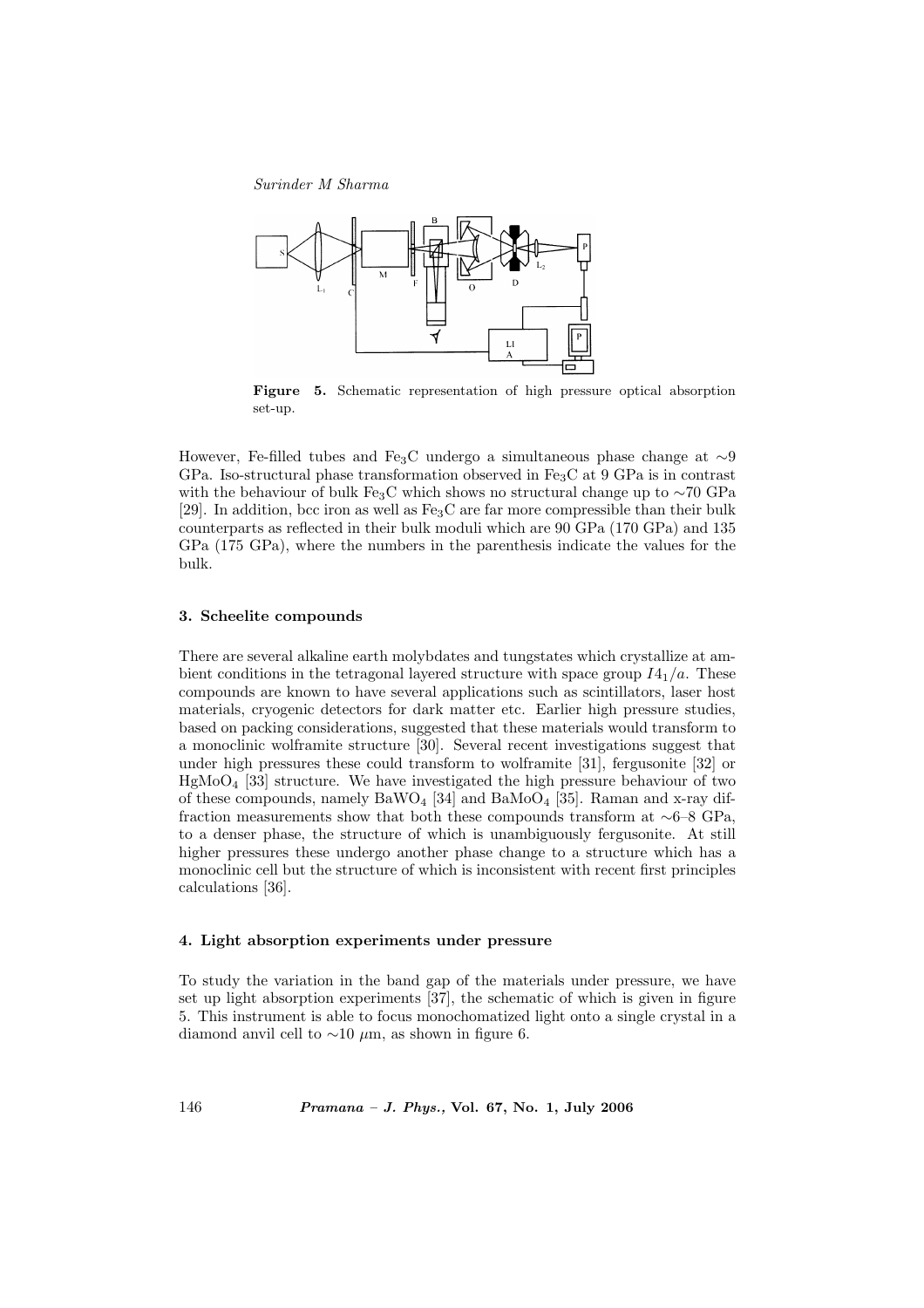**Figure 5.** Schematic representation of high pressure optical absorption set-up.

However, Fe-filled tubes and $Fe_3C$ undergo a simultaneous phase change at ∼9 GPa. Iso-structural phase transformation observed in $Fe_3C$ at 9 GPa is in contrast with the behaviour of bulk $Fe_3C$ which shows no structural change up to ∼70 GPa [29]. In addition, bcc iron as well as $Fe_3C$ are far more compressible than their bulk counterparts as reflected in their bulk moduli which are 90 GPa (170 GPa) and 135 GPa (175 GPa), where the numbers in the parenthesis indicate the values for the bulk.

### 3. Scheelite compounds

There are several alkaline earth molybdates and tungstates which crystallize at ambient conditions in the tetragonal layered structure with space group $I4_1/a$. These compounds are known to have several applications such as scintillators, laser host materials, cryogenic detectors for dark matter etc. Earlier high pressure studies, based on packing considerations, suggested that these materials would transform to a monoclinic wolframite structure [30]. Several recent investigations suggest that under high pressures these could transform to wolframite [31], fergusonite [32] or $HgMoO_4$ [33] structure. We have investigated the high pressure behaviour of two of these compounds, namely $BaWO_4$ [34] and $BaMoO_4$ [35]. Raman and x-ray diffraction measurements show that both these compounds transform at ∼6–8 GPa, to a denser phase, the structure of which is unambiguously fergusonite. At still higher pressures these undergo another phase change to a structure which has a monoclinic cell but the structure of which is inconsistent with recent first principles calculations [36].

### 4. Light absorption experiments under pressure

To study the variation in the band gap of the materials under pressure, we have set up light absorption experiments [37], the schematic of which is given in figure 5. This instrument is able to focus monochomatized light onto a single crystal in a diamond anvil cell to ∼10 $\mu$m, as shown in figure 6.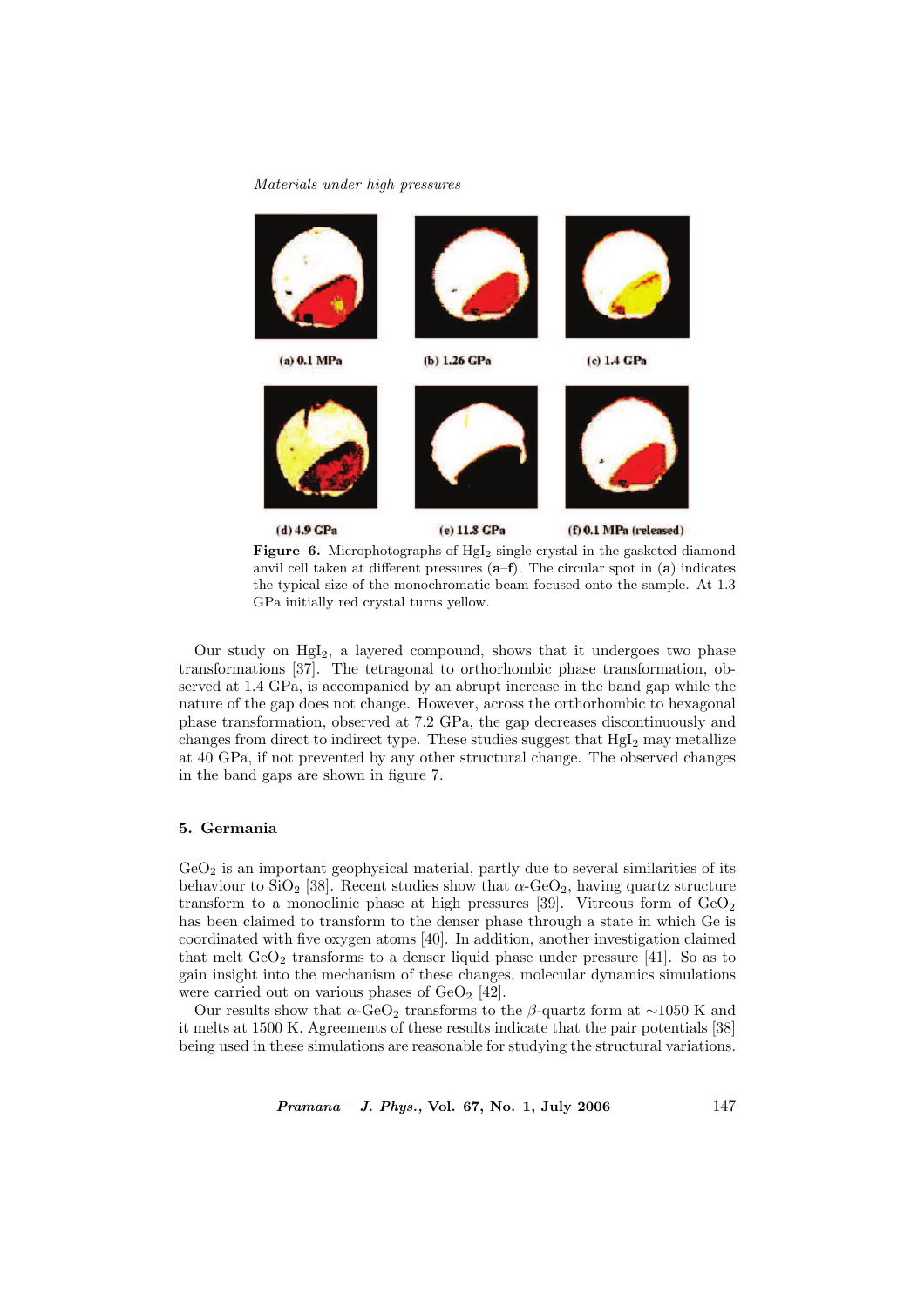(a) 0.1 MPa (b) 1.26 GPa (c) 1.4 GPa

(d) 4.9 GPa (e) 11.8 GPa (f) 0.1 MPa (released)

**Figure 6.** Microphotographs of $HgI_2$ single crystal in the gasketed diamond anvil cell taken at different pressures (**a**–**f**). The circular spot in (**a**) indicates the typical size of the monochromatic beam focused onto the sample. At 1.3 GPa initially red crystal turns yellow.

Our study on $HgI_2$, a layered compound, shows that it undergoes two phase transformations [37]. The tetragonal to orthorhombic phase transformation, observed at 1.4 GPa, is accompanied by an abrupt increase in the band gap while the nature of the gap does not change. However, across the orthorhombic to hexagonal phase transformation, observed at 7.2 GPa, the gap decreases discontinuously and changes from direct to indirect type. These studies suggest that $HgI_2$ may metallize at 40 GPa, if not prevented by any other structural change. The observed changes in the band gaps are shown in figure 7.

## 5. Germania

$GeO_2$ is an important geophysical material, partly due to several similarities of its behaviour to $SiO_2$ [38]. Recent studies show that $\alpha$-$GeO_2$, having quartz structure transform to a monoclinic phase at high pressures [39]. Vitreous form of $GeO_2$ has been claimed to transform to the denser phase through a state in which Ge is coordinated with five oxygen atoms [40]. In addition, another investigation claimed that melt $GeO_2$ transforms to a denser liquid phase under pressure [41]. So as to gain insight into the mechanism of these changes, molecular dynamics simulations were carried out on various phases of $GeO_2$ [42].

Our results show that $\alpha$-$GeO_2$ transforms to the $\beta$-quartz form at $\sim$1050 K and it melts at 1500 K. Agreements of these results indicate that the pair potentials [38] being used in these simulations are reasonable for studying the structural variations.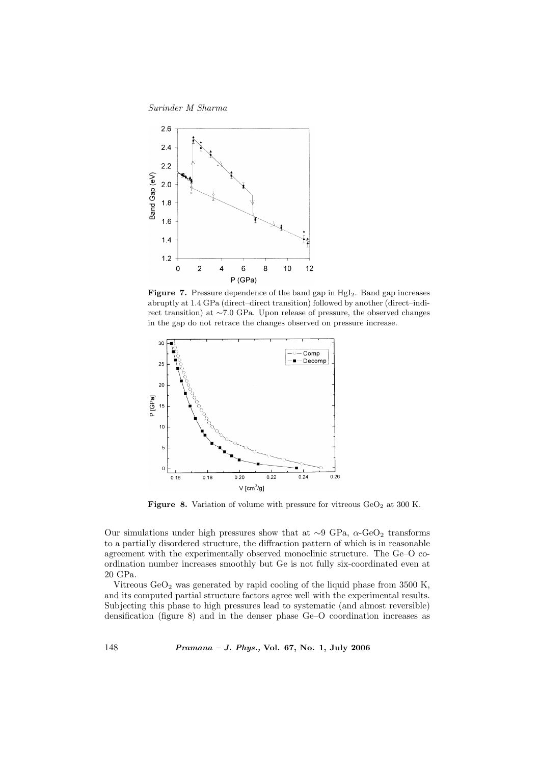**Figure 7.** Pressure dependence of the band gap in $HgI_2$. Band gap increases abruptly at 1.4 GPa (direct–direct transition) followed by another (direct–indirect transition) at ∼7.0 GPa. Upon release of pressure, the observed changes in the gap do not retrace the changes observed on pressure increase.

**Figure 8.** Variation of volume with pressure for vitreous $GeO_2$ at 300 K.

Our simulations under high pressures show that at ∼9 GPa, $\alpha$-$GeO_2$ transforms to a partially disordered structure, the diffraction pattern of which is in reasonable agreement with the experimentally observed monoclinic structure. The Ge–O coordination number increases smoothly but Ge is not fully six-coordinated even at 20 GPa.

Vitreous $GeO_2$ was generated by rapid cooling of the liquid phase from 3500 K, and its computed partial structure factors agree well with the experimental results. Subjecting this phase to high pressures lead to systematic (and almost reversible) densification (figure 8) and in the denser phase Ge–O coordination increases as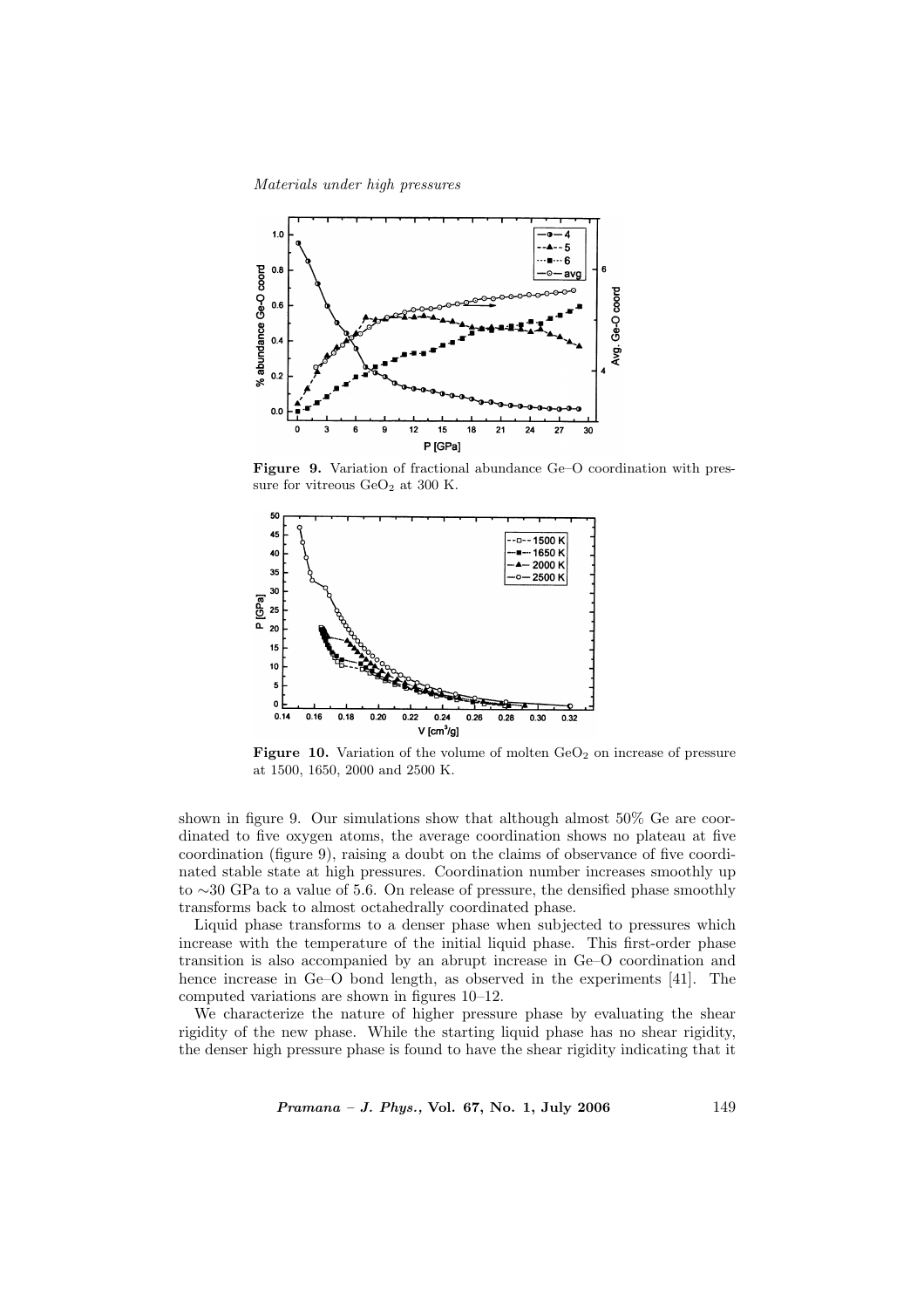**Figure 9.** Variation of fractional abundance Ge–O coordination with pressure for vitreous $GeO_2$ at 300 K.

**Figure 10.** Variation of the volume of molten $GeO_2$ on increase of pressure at 1500, 1650, 2000 and 2500 K.

shown in figure 9. Our simulations show that although almost 50% Ge are coordinated to five oxygen atoms, the average coordination shows no plateau at five coordination (figure 9), raising a doubt on the claims of observance of five coordinated stable state at high pressures. Coordination number increases smoothly up to ∼30 GPa to a value of 5.6. On release of pressure, the densified phase smoothly transforms back to almost octahedrally coordinated phase.

Liquid phase transforms to a denser phase when subjected to pressures which increase with the temperature of the initial liquid phase. This first-order phase transition is also accompanied by an abrupt increase in Ge–O coordination and hence increase in Ge–O bond length, as observed in the experiments [41]. The computed variations are shown in figures 10–12.

We characterize the nature of higher pressure phase by evaluating the shear rigidity of the new phase. While the starting liquid phase has no shear rigidity, the denser high pressure phase is found to have the shear rigidity indicating that it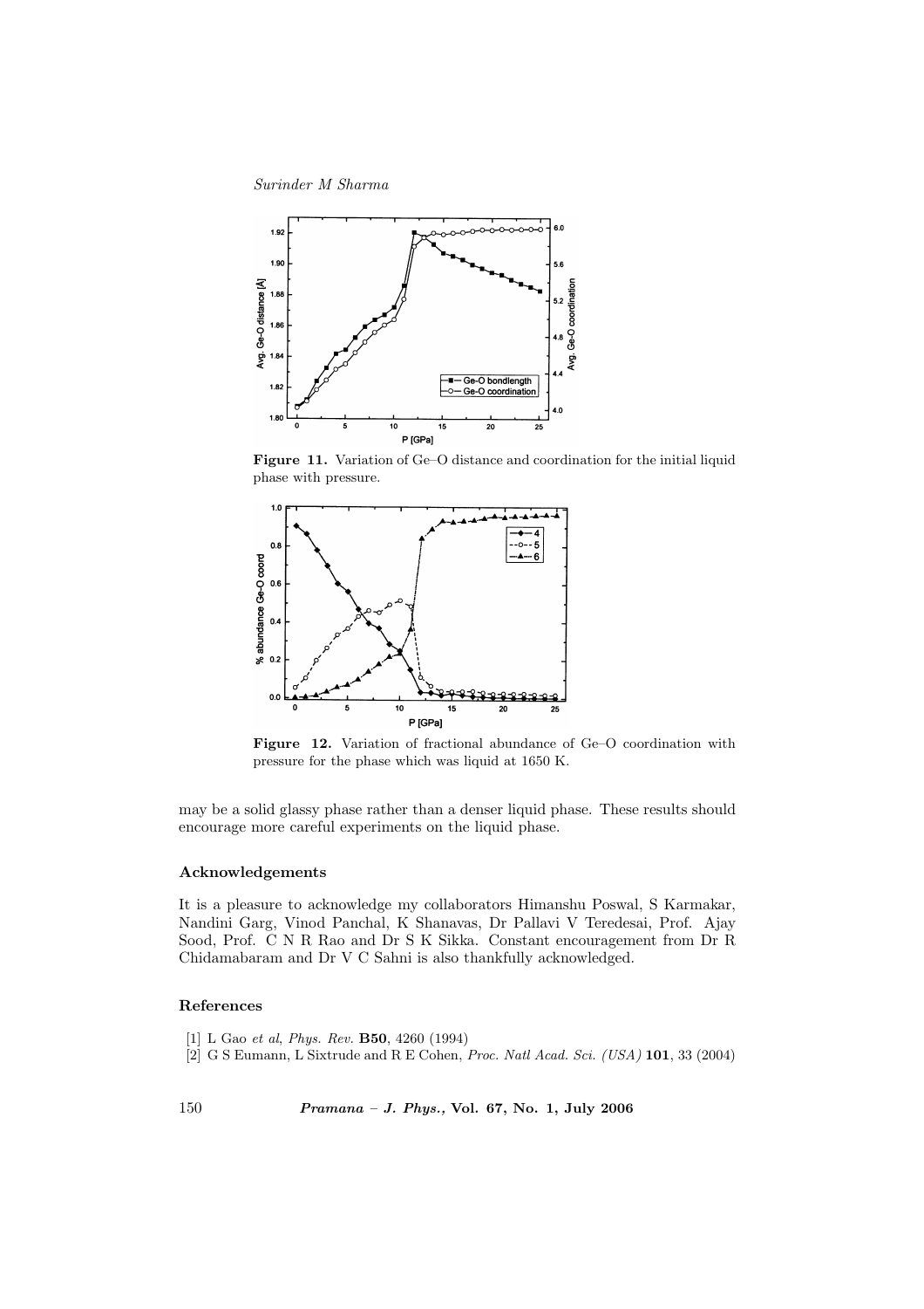**Figure 11.** Variation of Ge–O distance and coordination for the initial liquid phase with pressure.

**Figure 12.** Variation of fractional abundance of Ge–O coordination with pressure for the phase which was liquid at 1650 K.

may be a solid glassy phase rather than a denser liquid phase. These results should encourage more careful experiments on the liquid phase.

## Acknowledgements

It is a pleasure to acknowledge my collaborators Himanshu Poswal, S Karmakar, Nandini Garg, Vinod Panchal, K Shanavas, Dr Pallavi V Teredesai, Prof. Ajay Sood, Prof. C N R Rao and Dr S K Sikka. Constant encouragement from Dr R Chidamabaram and Dr V C Sahni is also thankfully acknowledged.

## References

[1] L Gao *et al*, *Phys. Rev.* **B50**, 4260 (1994)

[2] G S Eumann, L Sixtrude and R E Cohen, *Proc. Natl Acad. Sci. (USA)* **101**, 33 (2004)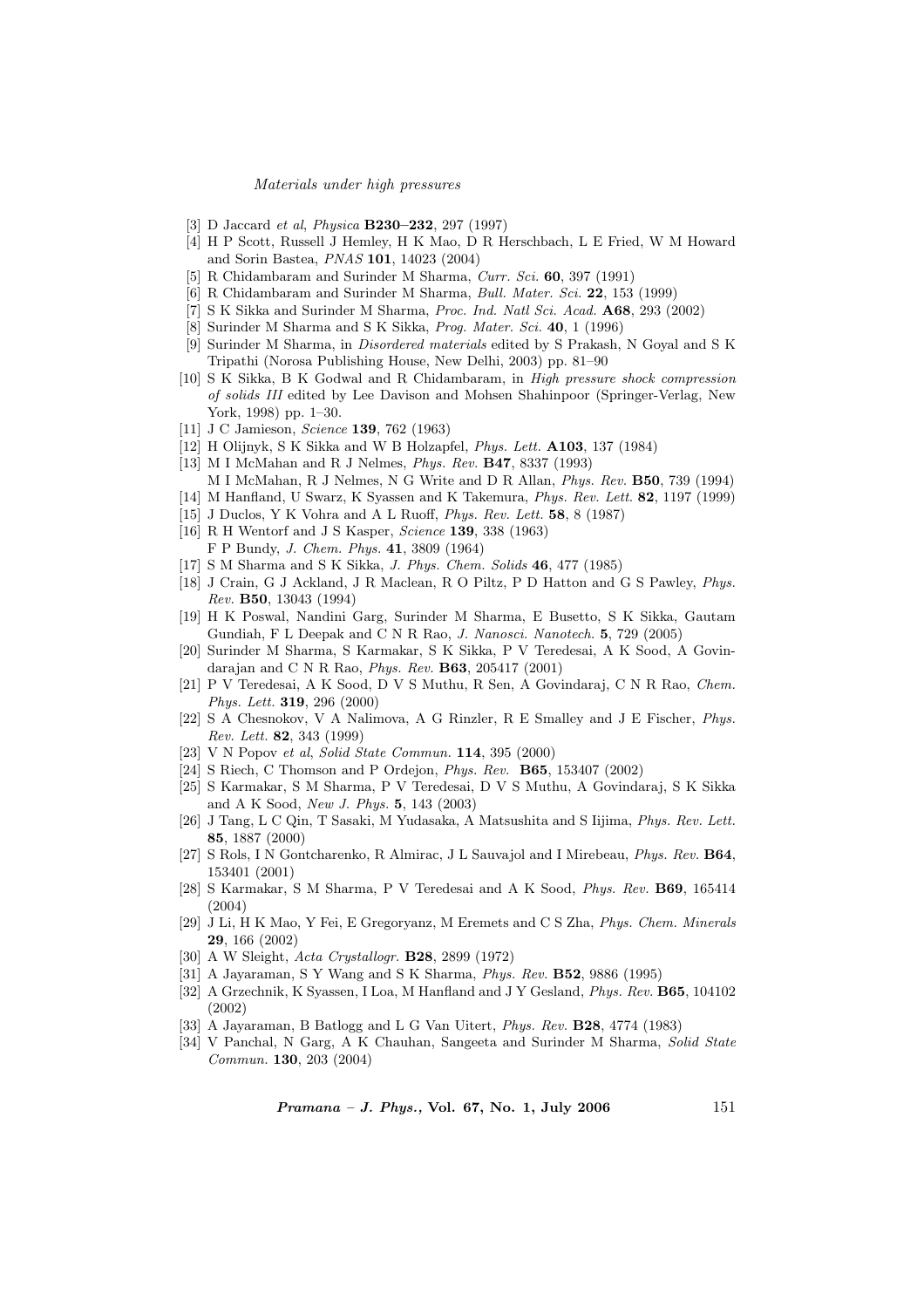[3] D Jaccard *et al*, *Physica* **B230–232**, 297 (1997)

[4] H P Scott, Russell J Hemley, H K Mao, D R Herschbach, L E Fried, W M Howard and Sorin Bastea, *PNAS* **101**, 14023 (2004)

[5] R Chidambaram and Surinder M Sharma, *Curr. Sci.* **60**, 397 (1991)

[6] R Chidambaram and Surinder M Sharma, *Bull. Mater. Sci.* **22**, 153 (1999)

[7] S K Sikka and Surinder M Sharma, *Proc. Ind. Natl Sci. Acad.* **A68**, 293 (2002)

[8] Surinder M Sharma and S K Sikka, *Prog. Mater. Sci.* **40**, 1 (1996)

[9] Surinder M Sharma, in *Disordered materials* edited by S Prakash, N Goyal and S K Tripathi (Norosa Publishing House, New Delhi, 2003) pp. 81–90

[10] S K Sikka, B K Godwal and R Chidambaram, in *High pressure shock compression of solids III* edited by Lee Davison and Mohsen Shahinpoor (Springer-Verlag, New York, 1998) pp. 1–30.

[11] J C Jamieson, *Science* **139**, 762 (1963)

[12] H Olijnyk, S K Sikka and W B Holzapfel, *Phys. Lett.* **A103**, 137 (1984)

[13] M I McMahan and R J Nelmes, *Phys. Rev.* **B47**, 8337 (1993)
M I McMahan, R J Nelmes, N G Write and D R Allan, *Phys. Rev.* **B50**, 739 (1994)

[14] M Hanfland, U Swarz, K Syassen and K Takemura, *Phys. Rev. Lett.* **82**, 1197 (1999)

[15] J Duclos, Y K Vohra and A L Ruoff, *Phys. Rev. Lett.* **58**, 8 (1987)

[16] R H Wentorf and J S Kasper, *Science* **139**, 338 (1963)
F P Bundy, *J. Chem. Phys.* **41**, 3809 (1964)

[17] S M Sharma and S K Sikka, *J. Phys. Chem. Solids* **46**, 477 (1985)

[18] J Crain, G J Ackland, J R Maclean, R O Piltz, P D Hatton and G S Pawley, *Phys. Rev.* **B50**, 13043 (1994)

[19] H K Poswal, Nandini Garg, Surinder M Sharma, E Busetto, S K Sikka, Gautam Gundiah, F L Deepak and C N R Rao, *J. Nanosci. Nanotech.* **5**, 729 (2005)

[20] Surinder M Sharma, S Karmakar, S K Sikka, P V Teredesai, A K Sood, A Govindarajan and C N R Rao, *Phys. Rev.* **B63**, 205417 (2001)

[21] P V Teredesai, A K Sood, D V S Muthu, R Sen, A Govindaraj, C N R Rao, *Chem. Phys. Lett.* **319**, 296 (2000)

[22] S A Chesnokov, V A Nalimova, A G Rinzler, R E Smalley and J E Fischer, *Phys. Rev. Lett.* **82**, 343 (1999)

[23] V N Popov *et al*, *Solid State Commun.* **114**, 395 (2000)

[24] S Riech, C Thomson and P Ordejon, *Phys. Rev.* **B65**, 153407 (2002)

[25] S Karmakar, S M Sharma, P V Teredesai, D V S Muthu, A Govindaraj, S K Sikka and A K Sood, *New J. Phys.* **5**, 143 (2003)

[26] J Tang, L C Qin, T Sasaki, M Yudasaka, A Matsushita and S Iijima, *Phys. Rev. Lett.* **85**, 1887 (2000)

[27] S Rols, I N Gontcharenko, R Almirac, J L Sauvajol and I Mirebeau, *Phys. Rev.* **B64**, 153401 (2001)

[28] S Karmakar, S M Sharma, P V Teredesai and A K Sood, *Phys. Rev.* **B69**, 165414 (2004)

[29] J Li, H K Mao, Y Fei, E Gregoryanz, M Eremets and C S Zha, *Phys. Chem. Minerals* **29**, 166 (2002)

[30] A W Sleight, *Acta Crystallogr.* **B28**, 2899 (1972)

[31] A Jayaraman, S Y Wang and S K Sharma, *Phys. Rev.* **B52**, 9886 (1995)

[32] A Grzechnik, K Syassen, I Loa, M Hanfland and J Y Gesland, *Phys. Rev.* **B65**, 104102 (2002)

[33] A Jayaraman, B Batlogg and L G Van Uitert, *Phys. Rev.* **B28**, 4774 (1983)

[34] V Panchal, N Garg, A K Chauhan, Sangeeta and Surinder M Sharma, *Solid State Commun.* **130**, 203 (2004)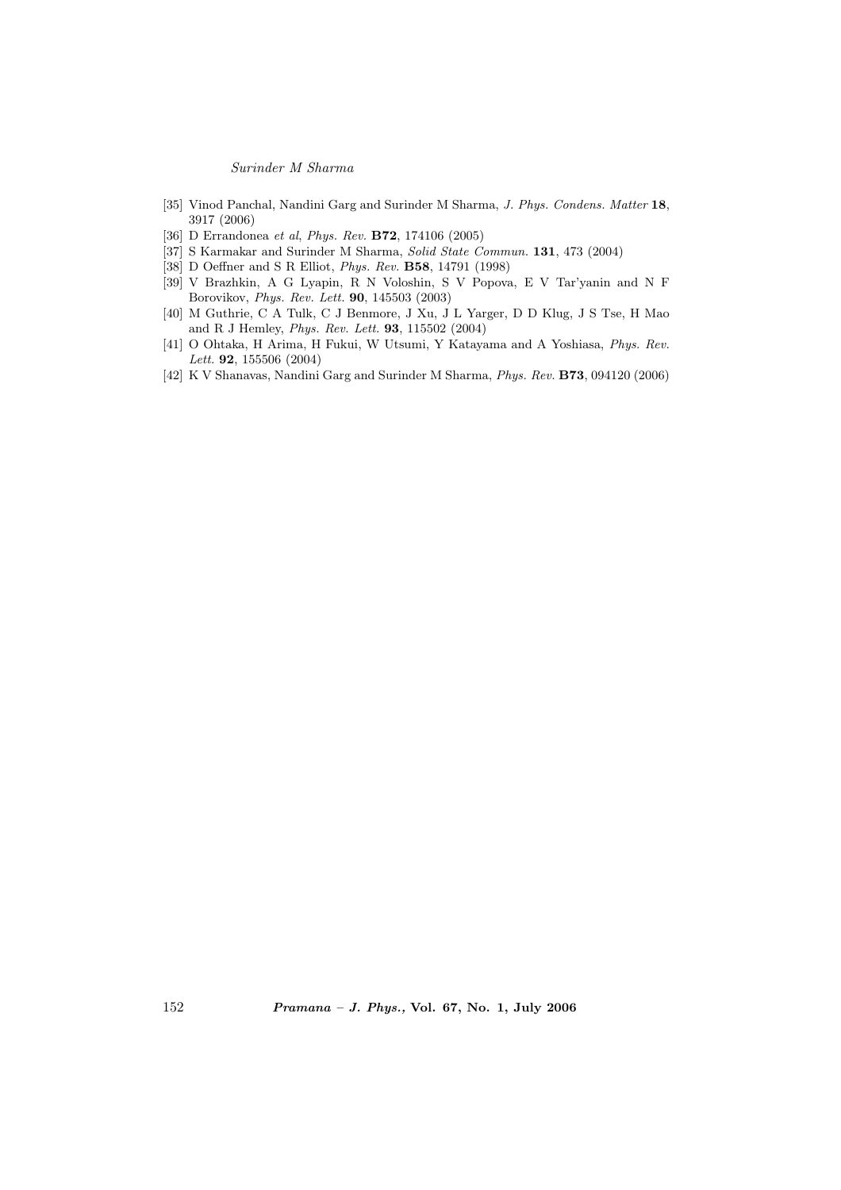[35] Vinod Panchal, Nandini Garg and Surinder M Sharma, *J. Phys. Condens. Matter* **18**, 3917 (2006)

[36] D Errandonea *et al*, *Phys. Rev.* **B72**, 174106 (2005)

[37] S Karmakar and Surinder M Sharma, *Solid State Commun.* **131**, 473 (2004)

[38] D Oeffner and S R Elliot, *Phys. Rev.* **B58**, 14791 (1998)

[39] V Brazhkin, A G Lyapin, R N Voloshin, S V Popova, E V Tar'yanin and N F Borovikov, *Phys. Rev. Lett.* **90**, 145503 (2003)

[40] M Guthrie, C A Tulk, C J Benmore, J Xu, J L Yarger, D D Klug, J S Tse, H Mao and R J Hemley, *Phys. Rev. Lett.* **93**, 115502 (2004)

[41] O Ohtaka, H Arima, H Fukui, W Utsumi, Y Katayama and A Yoshiasa, *Phys. Rev. Lett.* **92**, 155506 (2004)

[42] K V Shanavas, Nandini Garg and Surinder M Sharma, *Phys. Rev.* **B73**, 094120 (2006)